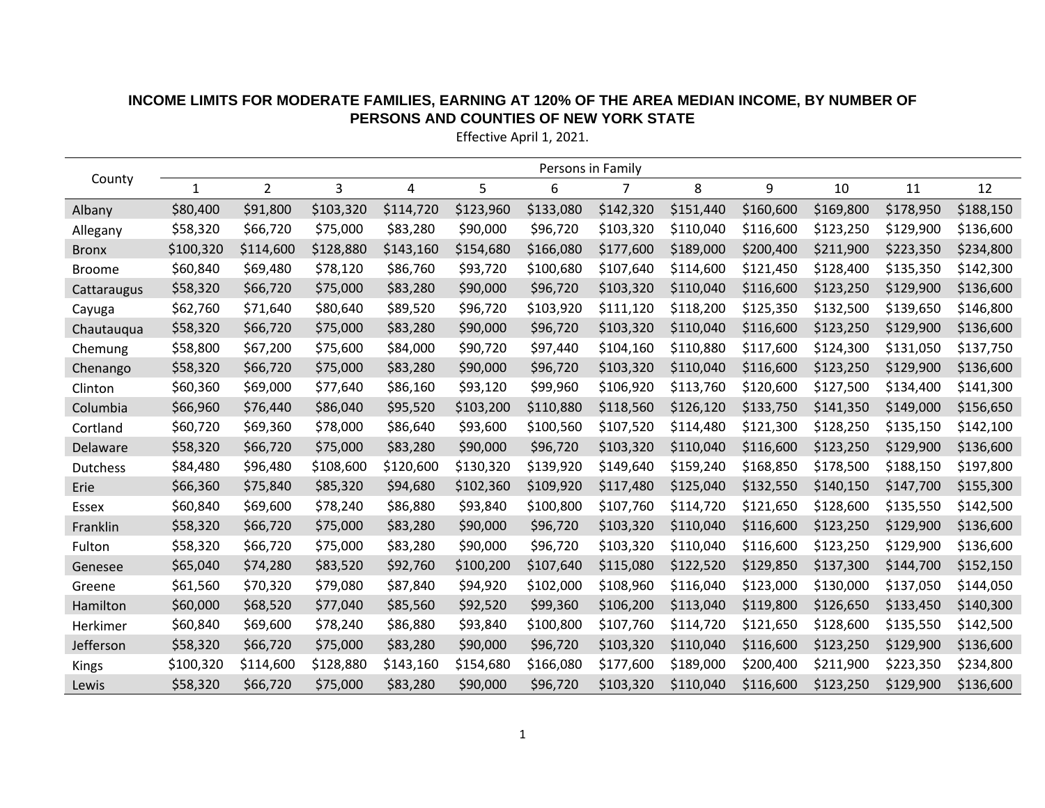# INCOME LIMITS FOR MODERATE FAMILIES, EARNING AT 120% OF THE AREA MEDIAN INCOME, BY NUMBER OF PERSONS AND COUNTIES OF NEW YORK STATE

Effective April 1, 2021.

| County | Persons in Family | | | | | | | | | | | |
|---|---|---|---|---|---|---|---|---|---|---|---|---|
| | 1 | 2 | 3 | 4 | 5 | 6 | 7 | 8 | 9 | 10 | 11 | 12 |
| Albany | $80,400 | $91,800 | $103,320 | $114,720 | $123,960 | $133,080 | $142,320 | $151,440 | $160,600 | $169,800 | $178,950 | $188,150 |
| Allegany | $58,320 | $66,720 | $75,000 | $83,280 | $90,000 | $96,720 | $103,320 | $110,040 | $116,600 | $123,250 | $129,900 | $136,600 |
| Bronx | $100,320 | $114,600 | $128,880 | $143,160 | $154,680 | $166,080 | $177,600 | $189,000 | $200,400 | $211,900 | $223,350 | $234,800 |
| Broome | $60,840 | $69,480 | $78,120 | $86,760 | $93,720 | $100,680 | $107,640 | $114,600 | $121,450 | $128,400 | $135,350 | $142,300 |
| Cattaraugus | $58,320 | $66,720 | $75,000 | $83,280 | $90,000 | $96,720 | $103,320 | $110,040 | $116,600 | $123,250 | $129,900 | $136,600 |
| Cayuga | $62,760 | $71,640 | $80,640 | $89,520 | $96,720 | $103,920 | $111,120 | $118,200 | $125,350 | $132,500 | $139,650 | $146,800 |
| Chautauqua | $58,320 | $66,720 | $75,000 | $83,280 | $90,000 | $96,720 | $103,320 | $110,040 | $116,600 | $123,250 | $129,900 | $136,600 |
| Chemung | $58,800 | $67,200 | $75,600 | $84,000 | $90,720 | $97,440 | $104,160 | $110,880 | $117,600 | $124,300 | $131,050 | $137,750 |
| Chenango | $58,320 | $66,720 | $75,000 | $83,280 | $90,000 | $96,720 | $103,320 | $110,040 | $116,600 | $123,250 | $129,900 | $136,600 |
| Clinton | $60,360 | $69,000 | $77,640 | $86,160 | $93,120 | $99,960 | $106,920 | $113,760 | $120,600 | $127,500 | $134,400 | $141,300 |
| Columbia | $66,960 | $76,440 | $86,040 | $95,520 | $103,200 | $110,880 | $118,560 | $126,120 | $133,750 | $141,350 | $149,000 | $156,650 |
| Cortland | $60,720 | $69,360 | $78,000 | $86,640 | $93,600 | $100,560 | $107,520 | $114,480 | $121,300 | $128,250 | $135,150 | $142,100 |
| Delaware | $58,320 | $66,720 | $75,000 | $83,280 | $90,000 | $96,720 | $103,320 | $110,040 | $116,600 | $123,250 | $129,900 | $136,600 |
| Dutchess | $84,480 | $96,480 | $108,600 | $120,600 | $130,320 | $139,920 | $149,640 | $159,240 | $168,850 | $178,500 | $188,150 | $197,800 |
| Erie | $66,360 | $75,840 | $85,320 | $94,680 | $102,360 | $109,920 | $117,480 | $125,040 | $132,550 | $140,150 | $147,700 | $155,300 |
| Essex | $60,840 | $69,600 | $78,240 | $86,880 | $93,840 | $100,800 | $107,760 | $114,720 | $121,650 | $128,600 | $135,550 | $142,500 |
| Franklin | $58,320 | $66,720 | $75,000 | $83,280 | $90,000 | $96,720 | $103,320 | $110,040 | $116,600 | $123,250 | $129,900 | $136,600 |
| Fulton | $58,320 | $66,720 | $75,000 | $83,280 | $90,000 | $96,720 | $103,320 | $110,040 | $116,600 | $123,250 | $129,900 | $136,600 |
| Genesee | $65,040 | $74,280 | $83,520 | $92,760 | $100,200 | $107,640 | $115,080 | $122,520 | $129,850 | $137,300 | $144,700 | $152,150 |
| Greene | $61,560 | $70,320 | $79,080 | $87,840 | $94,920 | $102,000 | $108,960 | $116,040 | $123,000 | $130,000 | $137,050 | $144,050 |
| Hamilton | $60,000 | $68,520 | $77,040 | $85,560 | $92,520 | $99,360 | $106,200 | $113,040 | $119,800 | $126,650 | $133,450 | $140,300 |
| Herkimer | $60,840 | $69,600 | $78,240 | $86,880 | $93,840 | $100,800 | $107,760 | $114,720 | $121,650 | $128,600 | $135,550 | $142,500 |
| Jefferson | $58,320 | $66,720 | $75,000 | $83,280 | $90,000 | $96,720 | $103,320 | $110,040 | $116,600 | $123,250 | $129,900 | $136,600 |
| Kings | $100,320 | $114,600 | $128,880 | $143,160 | $154,680 | $166,080 | $177,600 | $189,000 | $200,400 | $211,900 | $223,350 | $234,800 |
| Lewis | $58,320 | $66,720 | $75,000 | $83,280 | $90,000 | $96,720 | $103,320 | $110,040 | $116,600 | $123,250 | $129,900 | $136,600 |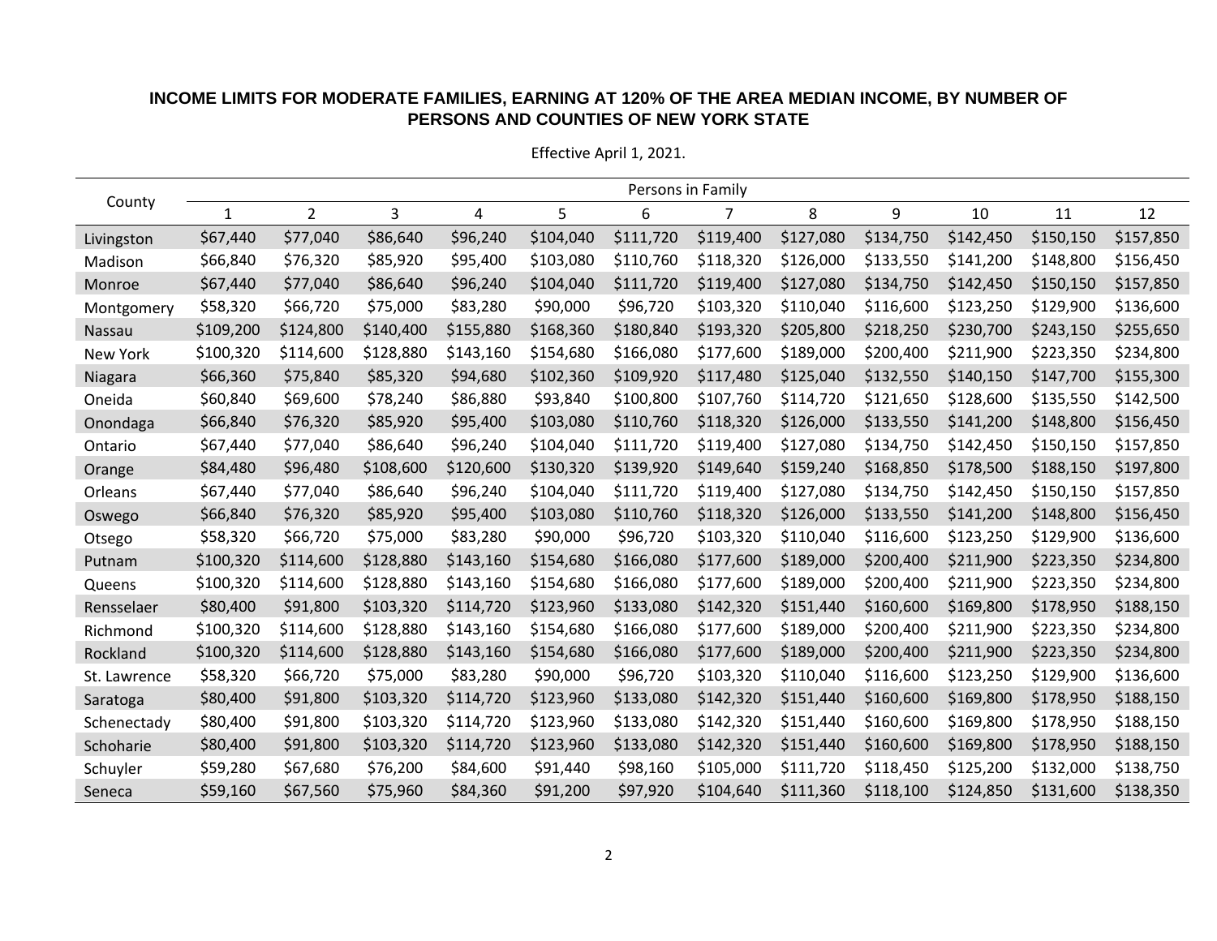**INCOME LIMITS FOR MODERATE FAMILIES, EARNING AT 120% OF THE AREA MEDIAN INCOME, BY NUMBER OF PERSONS AND COUNTIES OF NEW YORK STATE**

Effective April 1, 2021.

| County | Persons in Family | | | | | | | | | | | |
|---|---|---|---|---|---|---|---|---|---|---|---|---|
| | 1 | 2 | 3 | 4 | 5 | 6 | 7 | 8 | 9 | 10 | 11 | 12 |
| Livingston | $67,440 | $77,040 | $86,640 | $96,240 | $104,040 | $111,720 | $119,400 | $127,080 | $134,750 | $142,450 | $150,150 | $157,850 |
| Madison | $66,840 | $76,320 | $85,920 | $95,400 | $103,080 | $110,760 | $118,320 | $126,000 | $133,550 | $141,200 | $148,800 | $156,450 |
| Monroe | $67,440 | $77,040 | $86,640 | $96,240 | $104,040 | $111,720 | $119,400 | $127,080 | $134,750 | $142,450 | $150,150 | $157,850 |
| Montgomery | $58,320 | $66,720 | $75,000 | $83,280 | $90,000 | $96,720 | $103,320 | $110,040 | $116,600 | $123,250 | $129,900 | $136,600 |
| Nassau | $109,200 | $124,800 | $140,400 | $155,880 | $168,360 | $180,840 | $193,320 | $205,800 | $218,250 | $230,700 | $243,150 | $255,650 |
| New York | $100,320 | $114,600 | $128,880 | $143,160 | $154,680 | $166,080 | $177,600 | $189,000 | $200,400 | $211,900 | $223,350 | $234,800 |
| Niagara | $66,360 | $75,840 | $85,320 | $94,680 | $102,360 | $109,920 | $117,480 | $125,040 | $132,550 | $140,150 | $147,700 | $155,300 |
| Oneida | $60,840 | $69,600 | $78,240 | $86,880 | $93,840 | $100,800 | $107,760 | $114,720 | $121,650 | $128,600 | $135,550 | $142,500 |
| Onondaga | $66,840 | $76,320 | $85,920 | $95,400 | $103,080 | $110,760 | $118,320 | $126,000 | $133,550 | $141,200 | $148,800 | $156,450 |
| Ontario | $67,440 | $77,040 | $86,640 | $96,240 | $104,040 | $111,720 | $119,400 | $127,080 | $134,750 | $142,450 | $150,150 | $157,850 |
| Orange | $84,480 | $96,480 | $108,600 | $120,600 | $130,320 | $139,920 | $149,640 | $159,240 | $168,850 | $178,500 | $188,150 | $197,800 |
| Orleans | $67,440 | $77,040 | $86,640 | $96,240 | $104,040 | $111,720 | $119,400 | $127,080 | $134,750 | $142,450 | $150,150 | $157,850 |
| Oswego | $66,840 | $76,320 | $85,920 | $95,400 | $103,080 | $110,760 | $118,320 | $126,000 | $133,550 | $141,200 | $148,800 | $156,450 |
| Otsego | $58,320 | $66,720 | $75,000 | $83,280 | $90,000 | $96,720 | $103,320 | $110,040 | $116,600 | $123,250 | $129,900 | $136,600 |
| Putnam | $100,320 | $114,600 | $128,880 | $143,160 | $154,680 | $166,080 | $177,600 | $189,000 | $200,400 | $211,900 | $223,350 | $234,800 |
| Queens | $100,320 | $114,600 | $128,880 | $143,160 | $154,680 | $166,080 | $177,600 | $189,000 | $200,400 | $211,900 | $223,350 | $234,800 |
| Rensselaer | $80,400 | $91,800 | $103,320 | $114,720 | $123,960 | $133,080 | $142,320 | $151,440 | $160,600 | $169,800 | $178,950 | $188,150 |
| Richmond | $100,320 | $114,600 | $128,880 | $143,160 | $154,680 | $166,080 | $177,600 | $189,000 | $200,400 | $211,900 | $223,350 | $234,800 |
| Rockland | $100,320 | $114,600 | $128,880 | $143,160 | $154,680 | $166,080 | $177,600 | $189,000 | $200,400 | $211,900 | $223,350 | $234,800 |
| St. Lawrence | $58,320 | $66,720 | $75,000 | $83,280 | $90,000 | $96,720 | $103,320 | $110,040 | $116,600 | $123,250 | $129,900 | $136,600 |
| Saratoga | $80,400 | $91,800 | $103,320 | $114,720 | $123,960 | $133,080 | $142,320 | $151,440 | $160,600 | $169,800 | $178,950 | $188,150 |
| Schenectady | $80,400 | $91,800 | $103,320 | $114,720 | $123,960 | $133,080 | $142,320 | $151,440 | $160,600 | $169,800 | $178,950 | $188,150 |
| Schoharie | $80,400 | $91,800 | $103,320 | $114,720 | $123,960 | $133,080 | $142,320 | $151,440 | $160,600 | $169,800 | $178,950 | $188,150 |
| Schuyler | $59,280 | $67,680 | $76,200 | $84,600 | $91,440 | $98,160 | $105,000 | $111,720 | $118,450 | $125,200 | $132,000 | $138,750 |
| Seneca | $59,160 | $67,560 | $75,960 | $84,360 | $91,200 | $97,920 | $104,640 | $111,360 | $118,100 | $124,850 | $131,600 | $138,350 |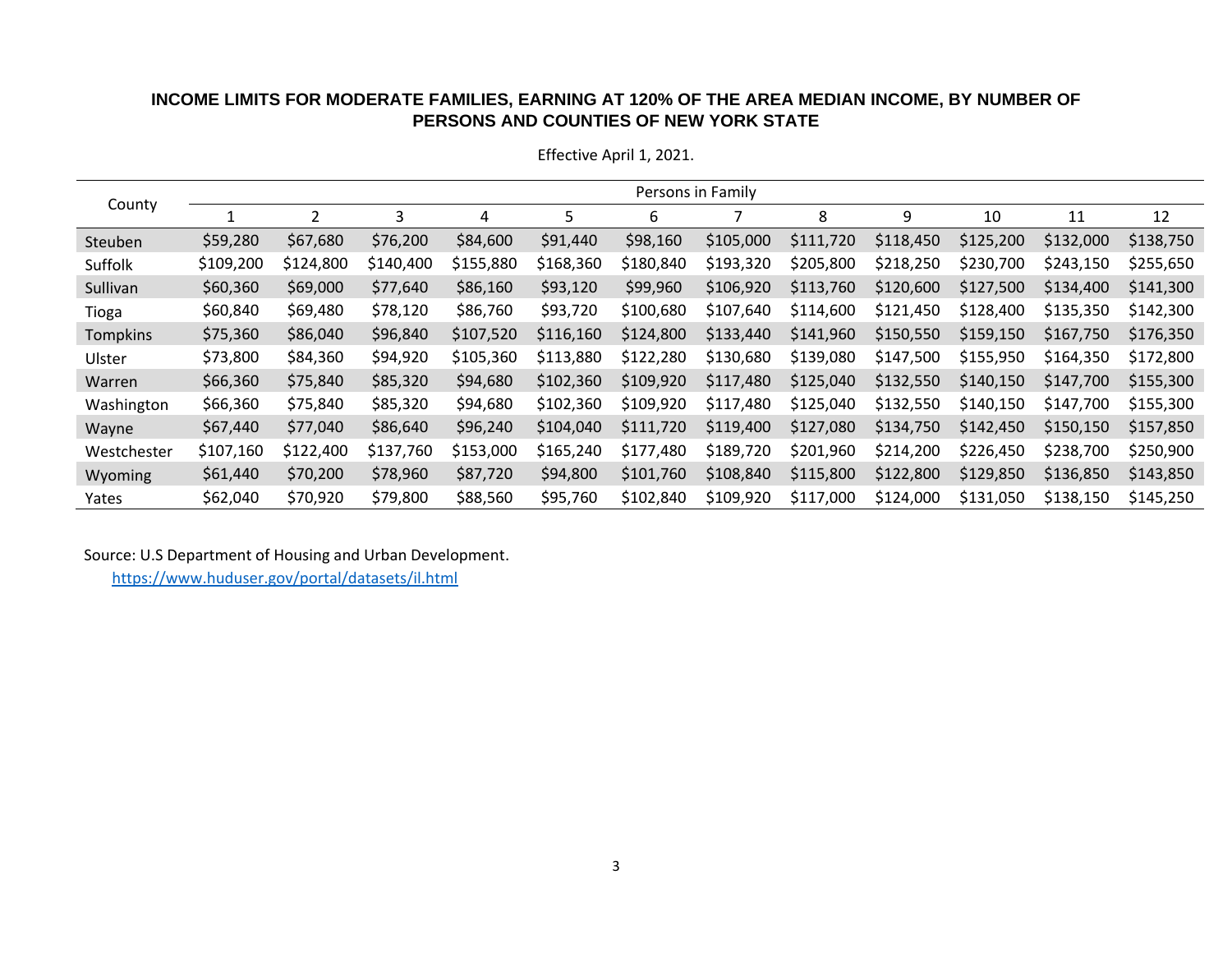### INCOME LIMITS FOR MODERATE FAMILIES, EARNING AT 120% OF THE AREA MEDIAN INCOME, BY NUMBER OF PERSONS AND COUNTIES OF NEW YORK STATE

Effective April 1, 2021.

| County | Persons in Family | | | | | | | | | | | |
|---|---|---|---|---|---|---|---|---|---|---|---|---|
| | 1 | 2 | 3 | 4 | 5 | 6 | 7 | 8 | 9 | 10 | 11 | 12 |
| Steuben | $59,280 | $67,680 | $76,200 | $84,600 | $91,440 | $98,160 | $105,000 | $111,720 | $118,450 | $125,200 | $132,000 | $138,750 |
| Suffolk | $109,200 | $124,800 | $140,400 | $155,880 | $168,360 | $180,840 | $193,320 | $205,800 | $218,250 | $230,700 | $243,150 | $255,650 |
| Sullivan | $60,360 | $69,000 | $77,640 | $86,160 | $93,120 | $99,960 | $106,920 | $113,760 | $120,600 | $127,500 | $134,400 | $141,300 |
| Tioga | $60,840 | $69,480 | $78,120 | $86,760 | $93,720 | $100,680 | $107,640 | $114,600 | $121,450 | $128,400 | $135,350 | $142,300 |
| Tompkins | $75,360 | $86,040 | $96,840 | $107,520 | $116,160 | $124,800 | $133,440 | $141,960 | $150,550 | $159,150 | $167,750 | $176,350 |
| Ulster | $73,800 | $84,360 | $94,920 | $105,360 | $113,880 | $122,280 | $130,680 | $139,080 | $147,500 | $155,950 | $164,350 | $172,800 |
| Warren | $66,360 | $75,840 | $85,320 | $94,680 | $102,360 | $109,920 | $117,480 | $125,040 | $132,550 | $140,150 | $147,700 | $155,300 |
| Washington | $66,360 | $75,840 | $85,320 | $94,680 | $102,360 | $109,920 | $117,480 | $125,040 | $132,550 | $140,150 | $147,700 | $155,300 |
| Wayne | $67,440 | $77,040 | $86,640 | $96,240 | $104,040 | $111,720 | $119,400 | $127,080 | $134,750 | $142,450 | $150,150 | $157,850 |
| Westchester | $107,160 | $122,400 | $137,760 | $153,000 | $165,240 | $177,480 | $189,720 | $201,960 | $214,200 | $226,450 | $238,700 | $250,900 |
| Wyoming | $61,440 | $70,200 | $78,960 | $87,720 | $94,800 | $101,760 | $108,840 | $115,800 | $122,800 | $129,850 | $136,850 | $143,850 |
| Yates | $62,040 | $70,920 | $79,800 | $88,560 | $95,760 | $102,840 | $109,920 | $117,000 | $124,000 | $131,050 | $138,150 | $145,250 |

Source: U.S Department of Housing and Urban Development.
https://www.huduser.gov/portal/datasets/il.html